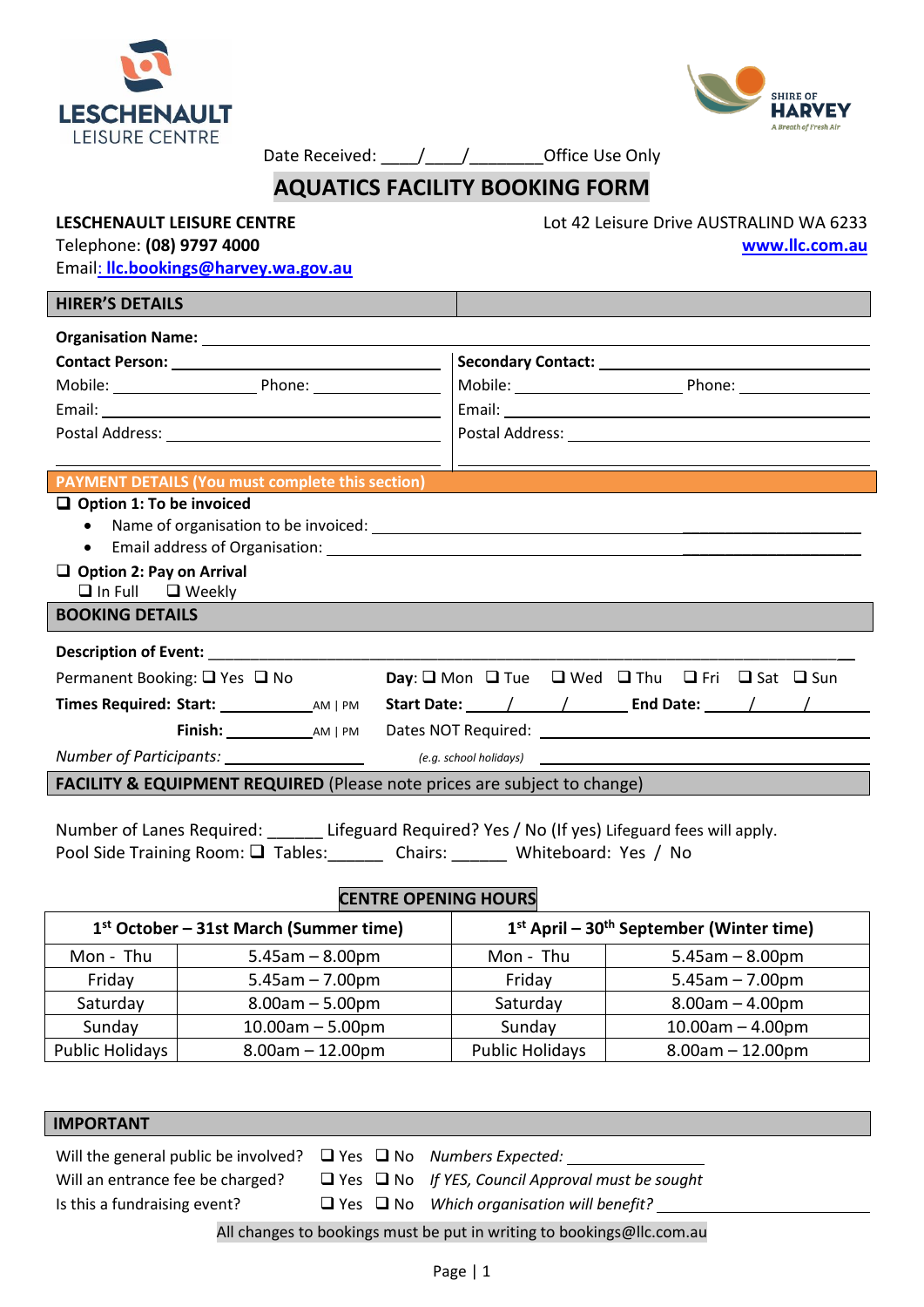LESCHENAULT LEISURE CENTRE

SHIRE OF HARVEY
*A Breath of Fresh Air*

Date Received: ____/____/________ Office Use Only

# AQUATICS FACILITY BOOKING FORM

**LESCHENAULT LEISURE CENTRE**
Telephone: **(08) 9797 4000**
Email: **llc.bookings@harvey.wa.gov.au**

Lot 42 Leisure Drive AUSTRALIND WA 6233
**www.llc.com.au**

## HIRER'S DETAILS

**Organisation Name:** ______________________________

**Contact Person:** ______________________________
Mobile: ______________ Phone: ______________
Email: ______________________________
Postal Address: ______________________________

**Secondary Contact:** ______________________________
Mobile: ______________ Phone: ______________
Email: ______________________________
Postal Address: ______________________________

## PAYMENT DETAILS (You must complete this section)

❑ **Option 1: To be invoiced**

- Name of organisation to be invoiced: ______________________________
- Email address of Organisation: ______________________________

❑ **Option 2: Pay on Arrival**
❑ In Full ❑ Weekly

## BOOKING DETAILS

**Description of Event:** ______________________________

Permanent Booking: ❑ Yes ❑ No

**Day:** ❑ Mon ❑ Tue ❑ Wed ❑ Thu ❑ Fri ❑ Sat ❑ Sun

**Times Required: Start:** __________ AM | PM

**Finish:** __________ AM | PM

**Start Date:** ____/____/______ **End Date:** ____/____/______

Dates NOT Required: ______________________________ *(e.g. school holidays)*

*Number of Participants:* __________

## FACILITY & EQUIPMENT REQUIRED (Please note prices are subject to change)

Number of Lanes Required: ______ Lifeguard Required? Yes / No (If yes) Lifeguard fees will apply.

Pool Side Training Room: ❑ Tables:______ Chairs: ______ Whiteboard: Yes / No

## CENTRE OPENING HOURS

| 1st October – 31st March (Summer time) | | 1st April – 30th September (Winter time) | |
|---|---|---|---|
| Mon - Thu | 5.45am – 8.00pm | Mon - Thu | 5.45am – 8.00pm |
| Friday | 5.45am – 7.00pm | Friday | 5.45am – 7.00pm |
| Saturday | 8.00am – 5.00pm | Saturday | 8.00am – 4.00pm |
| Sunday | 10.00am – 5.00pm | Sunday | 10.00am – 4.00pm |
| Public Holidays | 8.00am – 12.00pm | Public Holidays | 8.00am – 12.00pm |

## IMPORTANT

Will the general public be involved? ❑ Yes ❑ No *Numbers Expected:* __________

Will an entrance fee be charged? ❑ Yes ❑ No *If YES, Council Approval must be sought*

Is this a fundraising event? ❑ Yes ❑ No *Which organisation will benefit?* __________

All changes to bookings must be put in writing to bookings@llc.com.au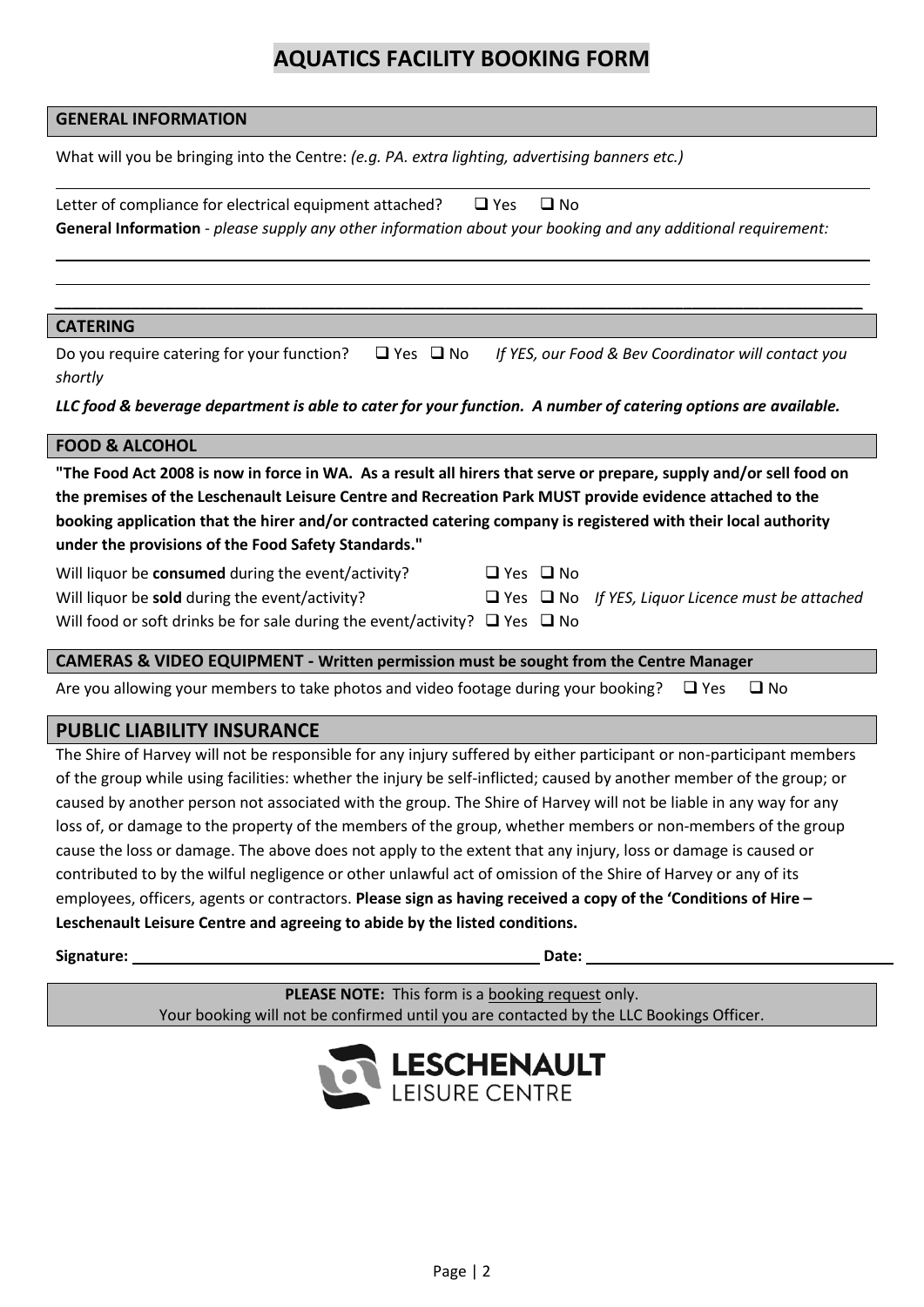# AQUATICS FACILITY BOOKING FORM

## GENERAL INFORMATION

What will you be bringing into the Centre: *(e.g. PA. extra lighting, advertising banners etc.)*

Letter of compliance for electrical equipment attached? ❑ Yes ❑ No

**General Information** - *please supply any other information about your booking and any additional requirement:*

## CATERING

Do you require catering for your function? ❑ Yes ❑ No *If YES, our Food & Bev Coordinator will contact you shortly*

***LLC food & beverage department is able to cater for your function. A number of catering options are available.***

## FOOD & ALCOHOL

**"The Food Act 2008 is now in force in WA. As a result all hirers that serve or prepare, supply and/or sell food on the premises of the Leschenault Leisure Centre and Recreation Park MUST provide evidence attached to the booking application that the hirer and/or contracted catering company is registered with their local authority under the provisions of the Food Safety Standards."**

Will liquor be **consumed** during the event/activity? ❑ Yes ❑ No

Will liquor be **sold** during the event/activity? ❑ Yes ❑ No *If YES, Liquor Licence must be attached*

Will food or soft drinks be for sale during the event/activity? ❑ Yes ❑ No

## CAMERAS & VIDEO EQUIPMENT - Written permission must be sought from the Centre Manager

Are you allowing your members to take photos and video footage during your booking? ❑ Yes ❑ No

## PUBLIC LIABILITY INSURANCE

The Shire of Harvey will not be responsible for any injury suffered by either participant or non-participant members of the group while using facilities: whether the injury be self-inflicted; caused by another member of the group; or caused by another person not associated with the group. The Shire of Harvey will not be liable in any way for any loss of, or damage to the property of the members of the group, whether members or non-members of the group cause the loss or damage. The above does not apply to the extent that any injury, loss or damage is caused or contributed to by the wilful negligence or other unlawful act of omission of the Shire of Harvey or any of its employees, officers, agents or contractors. **Please sign as having received a copy of the 'Conditions of Hire – Leschenault Leisure Centre and agreeing to abide by the listed conditions.**

**Signature:** ______________________ **Date:** ______________________

**PLEASE NOTE:** This form is a booking request only.
Your booking will not be confirmed until you are contacted by the LLC Bookings Officer.

LESCHENAULT LEISURE CENTRE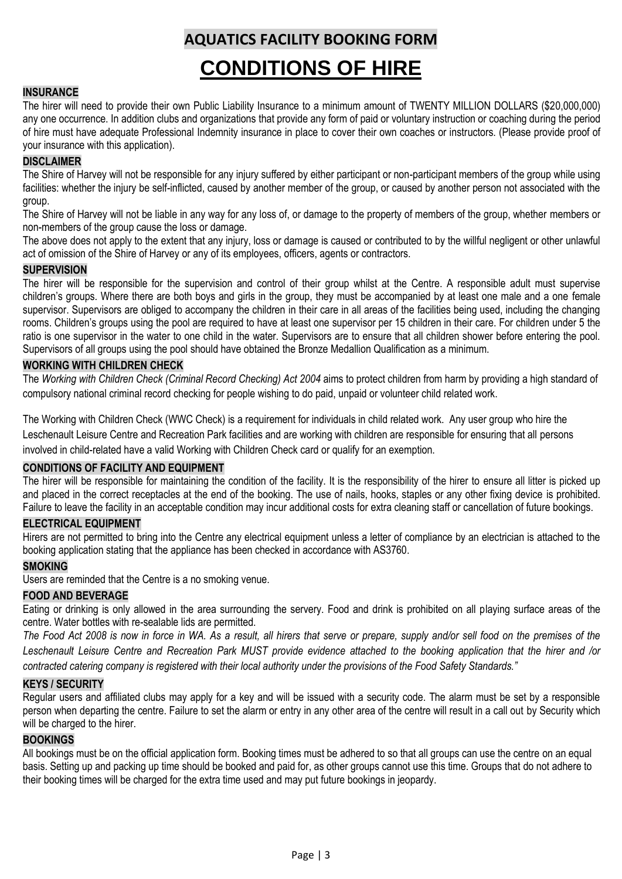## AQUATICS FACILITY BOOKING FORM

# CONDITIONS OF HIRE

### INSURANCE

The hirer will need to provide their own Public Liability Insurance to a minimum amount of TWENTY MILLION DOLLARS ($20,000,000) any one occurrence. In addition clubs and organizations that provide any form of paid or voluntary instruction or coaching during the period of hire must have adequate Professional Indemnity insurance in place to cover their own coaches or instructors. (Please provide proof of your insurance with this application).

### DISCLAIMER

The Shire of Harvey will not be responsible for any injury suffered by either participant or non-participant members of the group while using facilities: whether the injury be self-inflicted, caused by another member of the group, or caused by another person not associated with the group.

The Shire of Harvey will not be liable in any way for any loss of, or damage to the property of members of the group, whether members or non-members of the group cause the loss or damage.

The above does not apply to the extent that any injury, loss or damage is caused or contributed to by the willful negligent or other unlawful act of omission of the Shire of Harvey or any of its employees, officers, agents or contractors.

### SUPERVISION

The hirer will be responsible for the supervision and control of their group whilst at the Centre. A responsible adult must supervise children's groups. Where there are both boys and girls in the group, they must be accompanied by at least one male and a one female supervisor. Supervisors are obliged to accompany the children in their care in all areas of the facilities being used, including the changing rooms. Children's groups using the pool are required to have at least one supervisor per 15 children in their care. For children under 5 the ratio is one supervisor in the water to one child in the water. Supervisors are to ensure that all children shower before entering the pool. Supervisors of all groups using the pool should have obtained the Bronze Medallion Qualification as a minimum.

### WORKING WITH CHILDREN CHECK

The *Working with Children Check (Criminal Record Checking) Act 2004* aims to protect children from harm by providing a high standard of compulsory national criminal record checking for people wishing to do paid, unpaid or volunteer child related work.

The Working with Children Check (WWC Check) is a requirement for individuals in child related work. Any user group who hire the Leschenault Leisure Centre and Recreation Park facilities and are working with children are responsible for ensuring that all persons involved in child-related have a valid Working with Children Check card or qualify for an exemption.

### CONDITIONS OF FACILITY AND EQUIPMENT

The hirer will be responsible for maintaining the condition of the facility. It is the responsibility of the hirer to ensure all litter is picked up and placed in the correct receptacles at the end of the booking. The use of nails, hooks, staples or any other fixing device is prohibited. Failure to leave the facility in an acceptable condition may incur additional costs for extra cleaning staff or cancellation of future bookings.

### ELECTRICAL EQUIPMENT

Hirers are not permitted to bring into the Centre any electrical equipment unless a letter of compliance by an electrician is attached to the booking application stating that the appliance has been checked in accordance with AS3760.

### SMOKING

Users are reminded that the Centre is a no smoking venue.

### FOOD AND BEVERAGE

Eating or drinking is only allowed in the area surrounding the servery. Food and drink is prohibited on all playing surface areas of the centre. Water bottles with re-sealable lids are permitted.

*The Food Act 2008 is now in force in WA. As a result, all hirers that serve or prepare, supply and/or sell food on the premises of the Leschenault Leisure Centre and Recreation Park MUST provide evidence attached to the booking application that the hirer and /or contracted catering company is registered with their local authority under the provisions of the Food Safety Standards."*

### KEYS / SECURITY

Regular users and affiliated clubs may apply for a key and will be issued with a security code. The alarm must be set by a responsible person when departing the centre. Failure to set the alarm or entry in any other area of the centre will result in a call out by Security which will be charged to the hirer.

### BOOKINGS

All bookings must be on the official application form. Booking times must be adhered to so that all groups can use the centre on an equal basis. Setting up and packing up time should be booked and paid for, as other groups cannot use this time. Groups that do not adhere to their booking times will be charged for the extra time used and may put future bookings in jeopardy.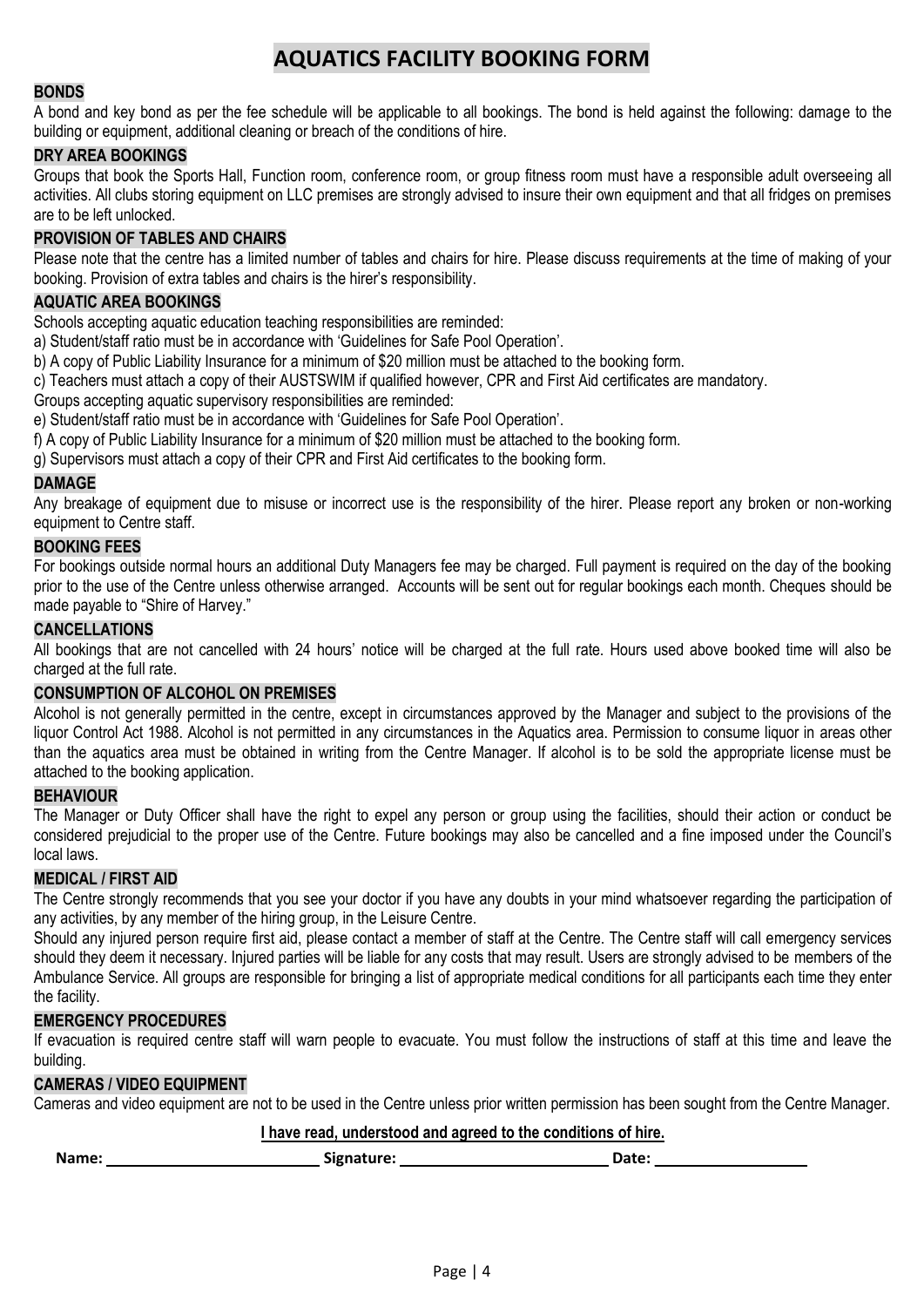# AQUATICS FACILITY BOOKING FORM

### BONDS

A bond and key bond as per the fee schedule will be applicable to all bookings. The bond is held against the following: damage to the building or equipment, additional cleaning or breach of the conditions of hire.

### DRY AREA BOOKINGS

Groups that book the Sports Hall, Function room, conference room, or group fitness room must have a responsible adult overseeing all activities. All clubs storing equipment on LLC premises are strongly advised to insure their own equipment and that all fridges on premises are to be left unlocked.

### PROVISION OF TABLES AND CHAIRS

Please note that the centre has a limited number of tables and chairs for hire. Please discuss requirements at the time of making of your booking. Provision of extra tables and chairs is the hirer's responsibility.

### AQUATIC AREA BOOKINGS

Schools accepting aquatic education teaching responsibilities are reminded:

a) Student/staff ratio must be in accordance with 'Guidelines for Safe Pool Operation'.

b) A copy of Public Liability Insurance for a minimum of $20 million must be attached to the booking form.

c) Teachers must attach a copy of their AUSTSWIM if qualified however, CPR and First Aid certificates are mandatory.

Groups accepting aquatic supervisory responsibilities are reminded:

e) Student/staff ratio must be in accordance with 'Guidelines for Safe Pool Operation'.

f) A copy of Public Liability Insurance for a minimum of $20 million must be attached to the booking form.

g) Supervisors must attach a copy of their CPR and First Aid certificates to the booking form.

### DAMAGE

Any breakage of equipment due to misuse or incorrect use is the responsibility of the hirer. Please report any broken or non-working equipment to Centre staff.

### BOOKING FEES

For bookings outside normal hours an additional Duty Managers fee may be charged. Full payment is required on the day of the booking prior to the use of the Centre unless otherwise arranged. Accounts will be sent out for regular bookings each month. Cheques should be made payable to "Shire of Harvey."

### CANCELLATIONS

All bookings that are not cancelled with 24 hours' notice will be charged at the full rate. Hours used above booked time will also be charged at the full rate.

### CONSUMPTION OF ALCOHOL ON PREMISES

Alcohol is not generally permitted in the centre, except in circumstances approved by the Manager and subject to the provisions of the liquor Control Act 1988. Alcohol is not permitted in any circumstances in the Aquatics area. Permission to consume liquor in areas other than the aquatics area must be obtained in writing from the Centre Manager. If alcohol is to be sold the appropriate license must be attached to the booking application.

### BEHAVIOUR

The Manager or Duty Officer shall have the right to expel any person or group using the facilities, should their action or conduct be considered prejudicial to the proper use of the Centre. Future bookings may also be cancelled and a fine imposed under the Council's local laws.

### MEDICAL / FIRST AID

The Centre strongly recommends that you see your doctor if you have any doubts in your mind whatsoever regarding the participation of any activities, by any member of the hiring group, in the Leisure Centre.

Should any injured person require first aid, please contact a member of staff at the Centre. The Centre staff will call emergency services should they deem it necessary. Injured parties will be liable for any costs that may result. Users are strongly advised to be members of the Ambulance Service. All groups are responsible for bringing a list of appropriate medical conditions for all participants each time they enter the facility.

### EMERGENCY PROCEDURES

If evacuation is required centre staff will warn people to evacuate. You must follow the instructions of staff at this time and leave the building.

### CAMERAS / VIDEO EQUIPMENT

Cameras and video equipment are not to be used in the Centre unless prior written permission has been sought from the Centre Manager.

**I have read, understood and agreed to the conditions of hire.**

**Name:** ________________________ **Signature:** ________________________ **Date:** ________________